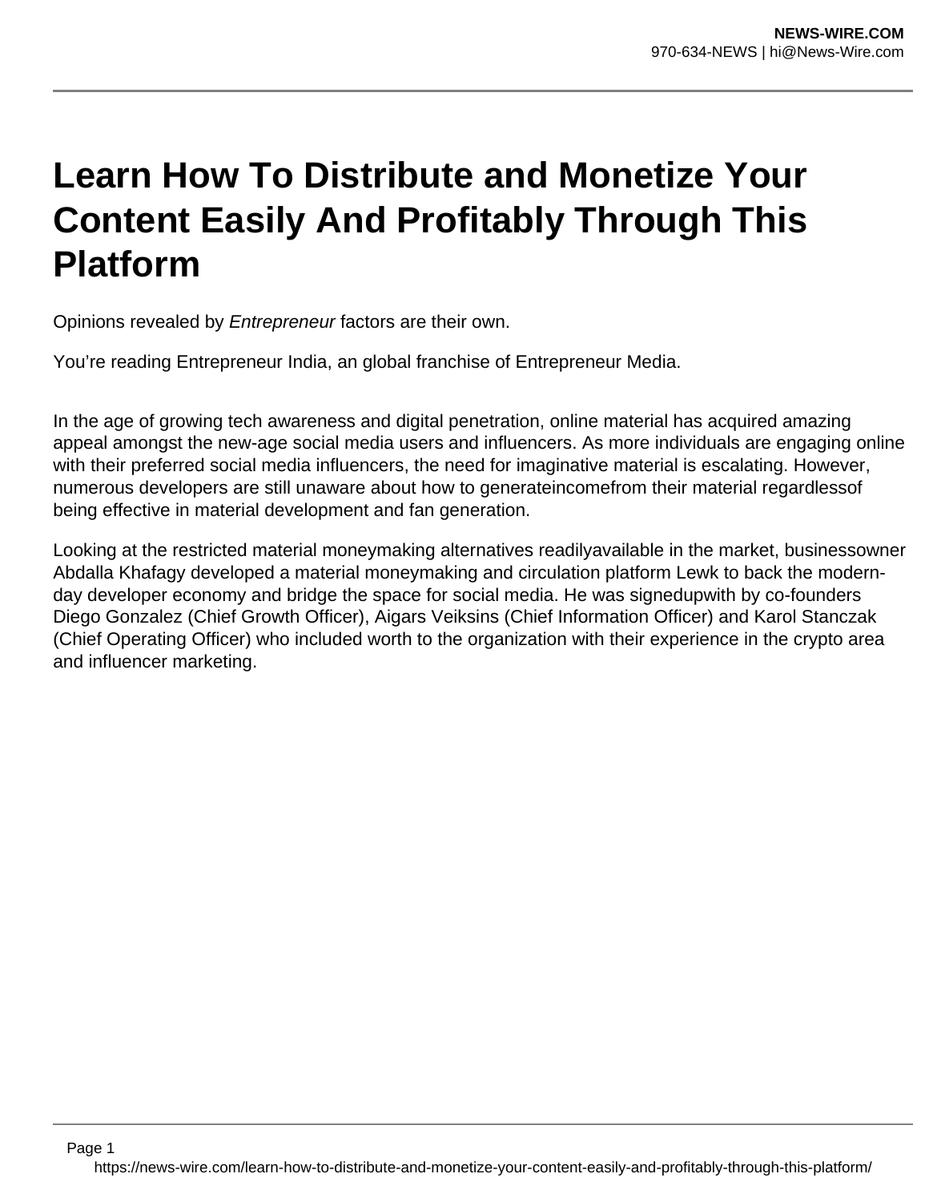# Learn How To Distribute and Monetize Your Content Easily And Profitably Through This Platform

Opinions revealed by *Entrepreneur* factors are their own.

You're reading Entrepreneur India, an global franchise of Entrepreneur Media.

In the age of growing tech awareness and digital penetration, online material has acquired amazing appeal amongst the new-age social media users and influencers. As more individuals are engaging online with their preferred social media influencers, the need for imaginative material is escalating. However, numerous developers are still unaware about how to generateincomefrom their material regardlessof being effective in material development and fan generation.

Looking at the restricted material moneymaking alternatives readilyavailable in the market, businessowner Abdalla Khafagy developed a material moneymaking and circulation platform Lewk to back the modern-day developer economy and bridge the space for social media. He was signedupwith by co-founders Diego Gonzalez (Chief Growth Officer), Aigars Veiksins (Chief Information Officer) and Karol Stanczak (Chief Operating Officer) who included worth to the organization with their experience in the crypto area and influencer marketing.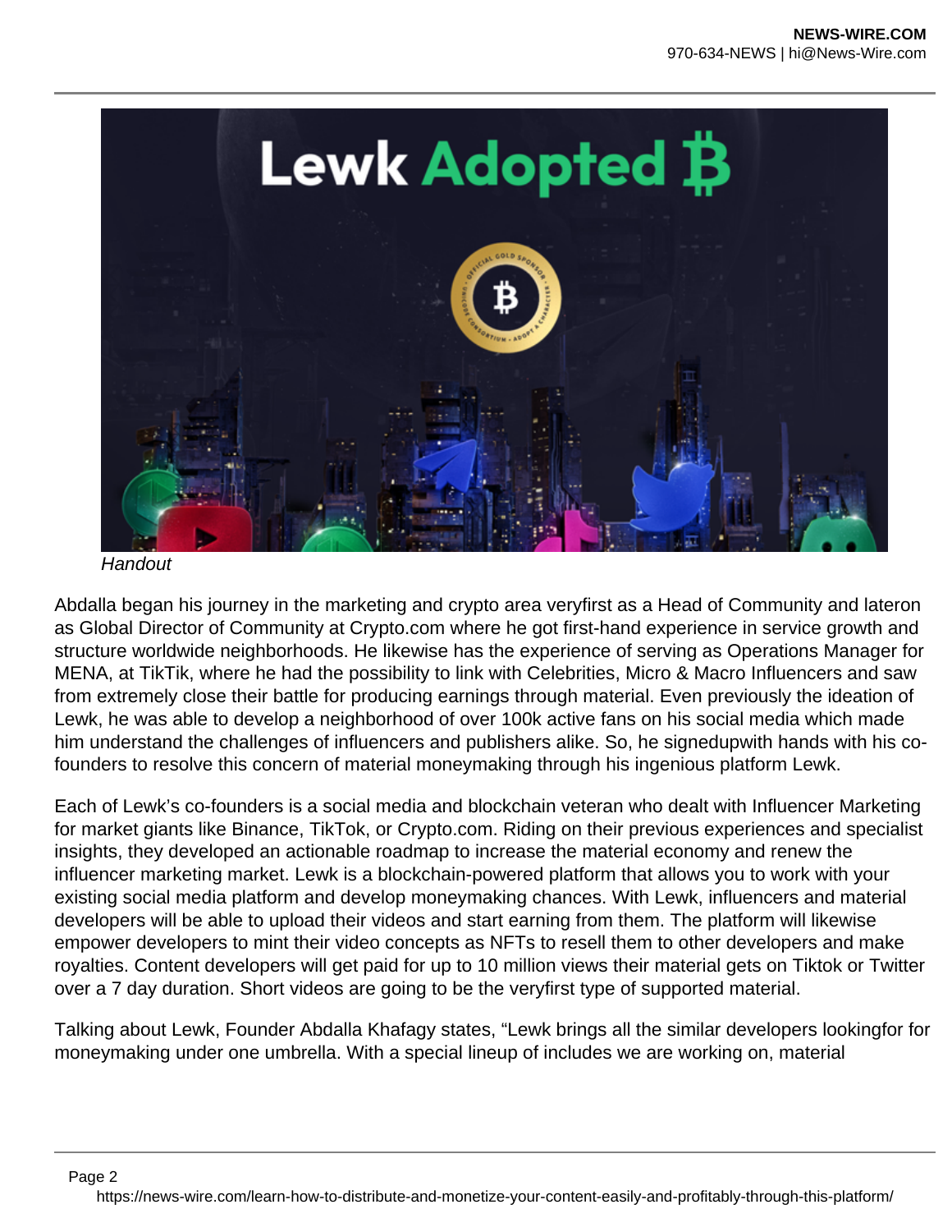*Handout*

Abdalla began his journey in the marketing and crypto area veryfirst as a Head of Community and lateron as Global Director of Community at Crypto.com where he got first-hand experience in service growth and structure worldwide neighborhoods. He likewise has the experience of serving as Operations Manager for MENA, at TikTik, where he had the possibility to link with Celebrities, Micro & Macro Influencers and saw from extremely close their battle for producing earnings through material. Even previously the ideation of Lewk, he was able to develop a neighborhood of over 100k active fans on his social media which made him understand the challenges of influencers and publishers alike. So, he signedupwith hands with his co-founders to resolve this concern of material moneymaking through his ingenious platform Lewk.

Each of Lewk's co-founders is a social media and blockchain veteran who dealt with Influencer Marketing for market giants like Binance, TikTok, or Crypto.com. Riding on their previous experiences and specialist insights, they developed an actionable roadmap to increase the material economy and renew the influencer marketing market. Lewk is a blockchain-powered platform that allows you to work with your existing social media platform and develop moneymaking chances. With Lewk, influencers and material developers will be able to upload their videos and start earning from them. The platform will likewise empower developers to mint their video concepts as NFTs to resell them to other developers and make royalties. Content developers will get paid for up to 10 million views their material gets on Tiktok or Twitter over a 7 day duration. Short videos are going to be the veryfirst type of supported material.

Talking about Lewk, Founder Abdalla Khafagy states, "Lewk brings all the similar developers lookingfor for moneymaking under one umbrella. With a special lineup of includes we are working on, material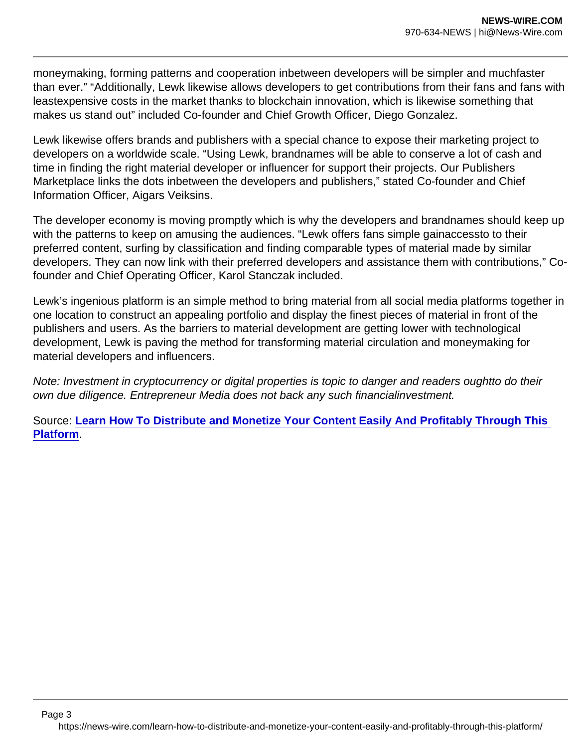moneymaking, forming patterns and cooperation inbetween developers will be simpler and muchfaster than ever." "Additionally, Lewk likewise allows developers to get contributions from their fans and fans with leastexpensive costs in the market thanks to blockchain innovation, which is likewise something that makes us stand out" included Co-founder and Chief Growth Officer, Diego Gonzalez.

Lewk likewise offers brands and publishers with a special chance to expose their marketing project to developers on a worldwide scale. "Using Lewk, brandnames will be able to conserve a lot of cash and time in finding the right material developer or influencer for support their projects. Our Publishers Marketplace links the dots inbetween the developers and publishers," stated Co-founder and Chief Information Officer, Aigars Veiksins.

The developer economy is moving promptly which is why the developers and brandnames should keep up with the patterns to keep on amusing the audiences. "Lewk offers fans simple gainaccessto to their preferred content, surfing by classification and finding comparable types of material made by similar developers. They can now link with their preferred developers and assistance them with contributions," Co-founder and Chief Operating Officer, Karol Stanczak included.

Lewk's ingenious platform is an simple method to bring material from all social media platforms together in one location to construct an appealing portfolio and display the finest pieces of material in front of the publishers and users. As the barriers to material development are getting lower with technological development, Lewk is paving the method for transforming material circulation and moneymaking for material developers and influencers.

*Note: Investment in cryptocurrency or digital properties is topic to danger and readers oughtto do their own due diligence. Entrepreneur Media does not back any such financialinvestment.*

Source: **[Learn How To Distribute and Monetize Your Content Easily And Profitably Through This Platform](https://news-wire.com/learn-how-to-distribute-and-monetize-your-content-easily-and-profitably-through-this-platform/)**.